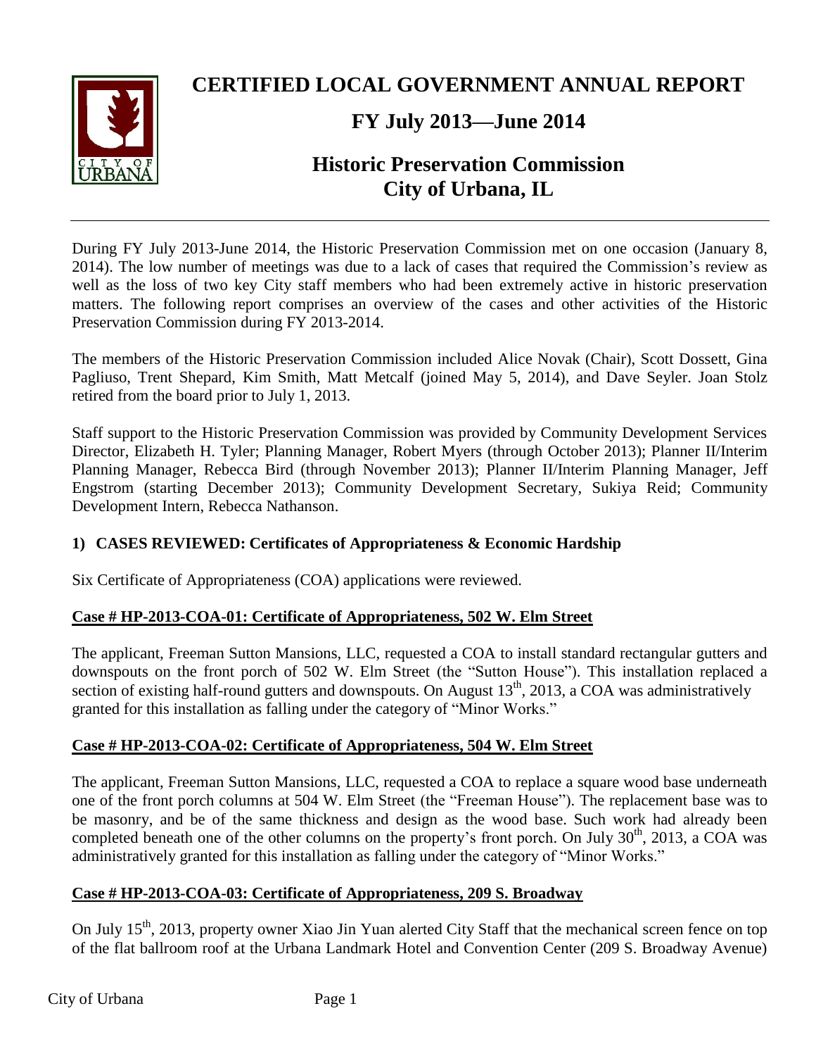# CERTIFIED LOCAL GOVERNMENT ANNUAL REPORT

## FY July 2013—June 2014

## Historic Preservation Commission City of Urbana, IL

During FY July 2013-June 2014, the Historic Preservation Commission met on one occasion (January 8, 2014). The low number of meetings was due to a lack of cases that required the Commission's review as well as the loss of two key City staff members who had been extremely active in historic preservation matters. The following report comprises an overview of the cases and other activities of the Historic Preservation Commission during FY 2013-2014.

The members of the Historic Preservation Commission included Alice Novak (Chair), Scott Dossett, Gina Pagliuso, Trent Shepard, Kim Smith, Matt Metcalf (joined May 5, 2014), and Dave Seyler. Joan Stolz retired from the board prior to July 1, 2013.

Staff support to the Historic Preservation Commission was provided by Community Development Services Director, Elizabeth H. Tyler; Planning Manager, Robert Myers (through October 2013); Planner II/Interim Planning Manager, Rebecca Bird (through November 2013); Planner II/Interim Planning Manager, Jeff Engstrom (starting December 2013); Community Development Secretary, Sukiya Reid; Community Development Intern, Rebecca Nathanson.

### 1) CASES REVIEWED: Certificates of Appropriateness & Economic Hardship

Six Certificate of Appropriateness (COA) applications were reviewed.

#### Case # HP-2013-COA-01: Certificate of Appropriateness, 502 W. Elm Street

The applicant, Freeman Sutton Mansions, LLC, requested a COA to install standard rectangular gutters and downspouts on the front porch of 502 W. Elm Street (the "Sutton House"). This installation replaced a section of existing half-round gutters and downspouts. On August 13th, 2013, a COA was administratively granted for this installation as falling under the category of "Minor Works."

#### Case # HP-2013-COA-02: Certificate of Appropriateness, 504 W. Elm Street

The applicant, Freeman Sutton Mansions, LLC, requested a COA to replace a square wood base underneath one of the front porch columns at 504 W. Elm Street (the "Freeman House"). The replacement base was to be masonry, and be of the same thickness and design as the wood base. Such work had already been completed beneath one of the other columns on the property's front porch. On July 30th, 2013, a COA was administratively granted for this installation as falling under the category of "Minor Works."

#### Case # HP-2013-COA-03: Certificate of Appropriateness, 209 S. Broadway

On July 15th, 2013, property owner Xiao Jin Yuan alerted City Staff that the mechanical screen fence on top of the flat ballroom roof at the Urbana Landmark Hotel and Convention Center (209 S. Broadway Avenue)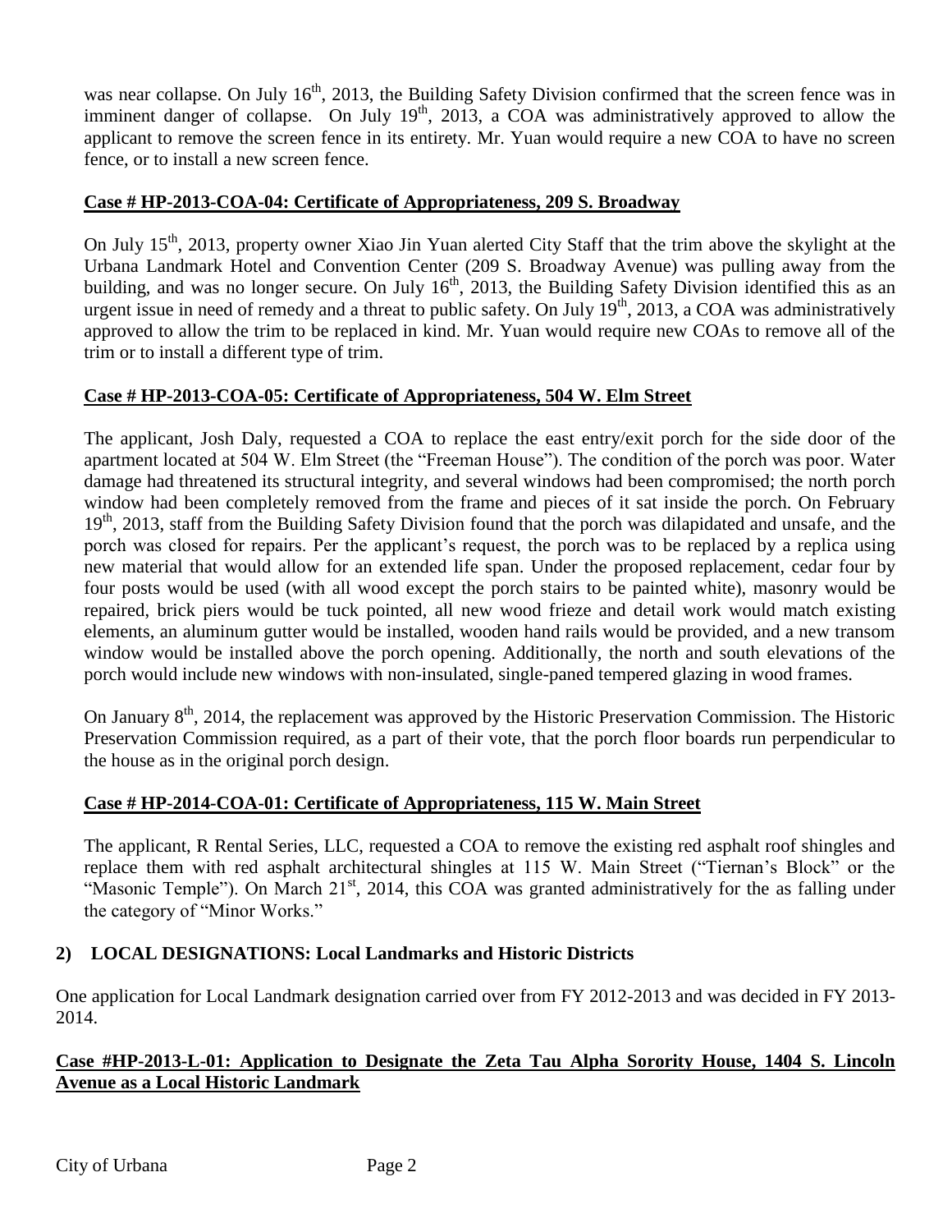was near collapse. On July 16th, 2013, the Building Safety Division confirmed that the screen fence was in imminent danger of collapse. On July 19th, 2013, a COA was administratively approved to allow the applicant to remove the screen fence in its entirety. Mr. Yuan would require a new COA to have no screen fence, or to install a new screen fence.

**Case # HP-2013-COA-04: Certificate of Appropriateness, 209 S. Broadway**

On July 15th, 2013, property owner Xiao Jin Yuan alerted City Staff that the trim above the skylight at the Urbana Landmark Hotel and Convention Center (209 S. Broadway Avenue) was pulling away from the building, and was no longer secure. On July 16th, 2013, the Building Safety Division identified this as an urgent issue in need of remedy and a threat to public safety. On July 19th, 2013, a COA was administratively approved to allow the trim to be replaced in kind. Mr. Yuan would require new COAs to remove all of the trim or to install a different type of trim.

**Case # HP-2013-COA-05: Certificate of Appropriateness, 504 W. Elm Street**

The applicant, Josh Daly, requested a COA to replace the east entry/exit porch for the side door of the apartment located at 504 W. Elm Street (the "Freeman House"). The condition of the porch was poor. Water damage had threatened its structural integrity, and several windows had been compromised; the north porch window had been completely removed from the frame and pieces of it sat inside the porch. On February 19th, 2013, staff from the Building Safety Division found that the porch was dilapidated and unsafe, and the porch was closed for repairs. Per the applicant's request, the porch was to be replaced by a replica using new material that would allow for an extended life span. Under the proposed replacement, cedar four by four posts would be used (with all wood except the porch stairs to be painted white), masonry would be repaired, brick piers would be tuck pointed, all new wood frieze and detail work would match existing elements, an aluminum gutter would be installed, wooden hand rails would be provided, and a new transom window would be installed above the porch opening. Additionally, the north and south elevations of the porch would include new windows with non-insulated, single-paned tempered glazing in wood frames.

On January 8th, 2014, the replacement was approved by the Historic Preservation Commission. The Historic Preservation Commission required, as a part of their vote, that the porch floor boards run perpendicular to the house as in the original porch design.

**Case # HP-2014-COA-01: Certificate of Appropriateness, 115 W. Main Street**

The applicant, R Rental Series, LLC, requested a COA to remove the existing red asphalt roof shingles and replace them with red asphalt architectural shingles at 115 W. Main Street ("Tiernan's Block" or the "Masonic Temple"). On March 21st, 2014, this COA was granted administratively for the as falling under the category of "Minor Works."

## 2) LOCAL DESIGNATIONS: Local Landmarks and Historic Districts

One application for Local Landmark designation carried over from FY 2012-2013 and was decided in FY 2013-2014.

**Case #HP-2013-L-01: Application to Designate the Zeta Tau Alpha Sorority House, 1404 S. Lincoln Avenue as a Local Historic Landmark**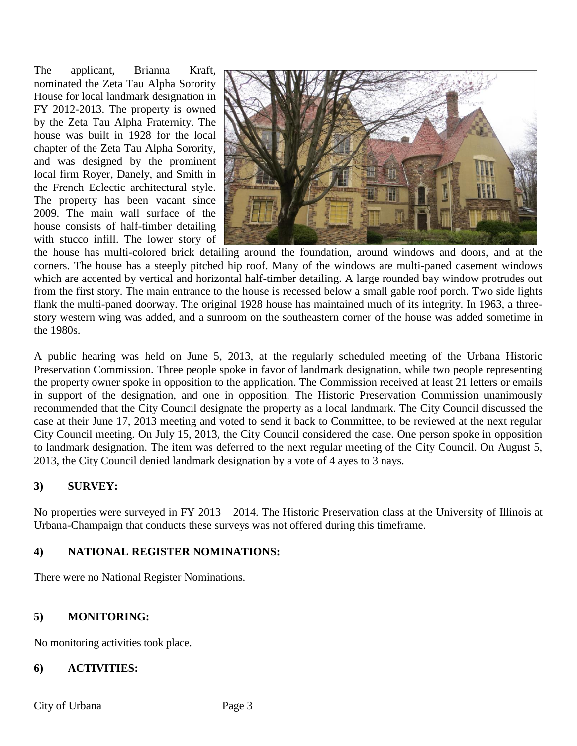The applicant, Brianna Kraft, nominated the Zeta Tau Alpha Sorority House for local landmark designation in FY 2012-2013. The property is owned by the Zeta Tau Alpha Fraternity. The house was built in 1928 for the local chapter of the Zeta Tau Alpha Sorority, and was designed by the prominent local firm Royer, Danely, and Smith in the French Eclectic architectural style. The property has been vacant since 2009. The main wall surface of the house consists of half-timber detailing with stucco infill. The lower story of the house has multi-colored brick detailing around the foundation, around windows and doors, and at the corners. The house has a steeply pitched hip roof. Many of the windows are multi-paned casement windows which are accented by vertical and horizontal half-timber detailing. A large rounded bay window protrudes out from the first story. The main entrance to the house is recessed below a small gable roof porch. Two side lights flank the multi-paned doorway. The original 1928 house has maintained much of its integrity. In 1963, a three-story western wing was added, and a sunroom on the southeastern corner of the house was added sometime in the 1980s.

A public hearing was held on June 5, 2013, at the regularly scheduled meeting of the Urbana Historic Preservation Commission. Three people spoke in favor of landmark designation, while two people representing the property owner spoke in opposition to the application. The Commission received at least 21 letters or emails in support of the designation, and one in opposition. The Historic Preservation Commission unanimously recommended that the City Council designate the property as a local landmark. The City Council discussed the case at their June 17, 2013 meeting and voted to send it back to Committee, to be reviewed at the next regular City Council meeting. On July 15, 2013, the City Council considered the case. One person spoke in opposition to landmark designation. The item was deferred to the next regular meeting of the City Council. On August 5, 2013, the City Council denied landmark designation by a vote of 4 ayes to 3 nays.

## 3) SURVEY:

No properties were surveyed in FY 2013 – 2014. The Historic Preservation class at the University of Illinois at Urbana-Champaign that conducts these surveys was not offered during this timeframe.

## 4) NATIONAL REGISTER NOMINATIONS:

There were no National Register Nominations.

## 5) MONITORING:

No monitoring activities took place.

## 6) ACTIVITIES: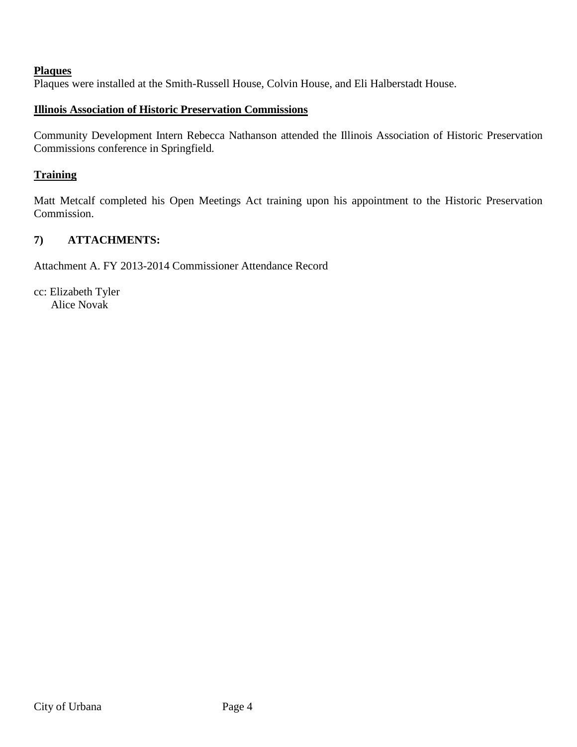**Plaques**

Plaques were installed at the Smith-Russell House, Colvin House, and Eli Halberstadt House.

**Illinois Association of Historic Preservation Commissions**

Community Development Intern Rebecca Nathanson attended the Illinois Association of Historic Preservation Commissions conference in Springfield.

**Training**

Matt Metcalf completed his Open Meetings Act training upon his appointment to the Historic Preservation Commission.

## 7) ATTACHMENTS:

Attachment A. FY 2013-2014 Commissioner Attendance Record

cc: Elizabeth Tyler
Alice Novak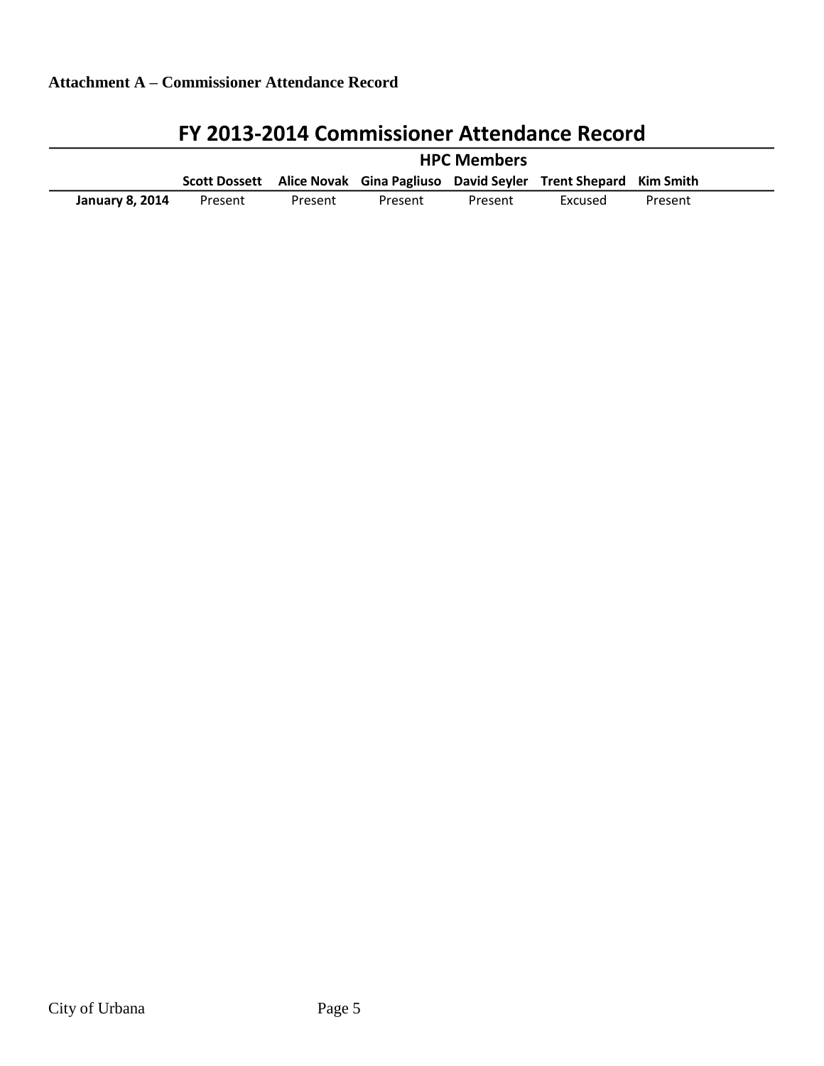**Attachment A – Commissioner Attendance Record**

## FY 2013-2014 Commissioner Attendance Record

| | HPC Members | | | | | |
|---|---|---|---|---|---|---|
| | **Scott Dossett** | **Alice Novak** | **Gina Pagliuso** | **David Seyler** | **Trent Shepard** | **Kim Smith** |
| **January 8, 2014** | Present | Present | Present | Present | Excused | Present |